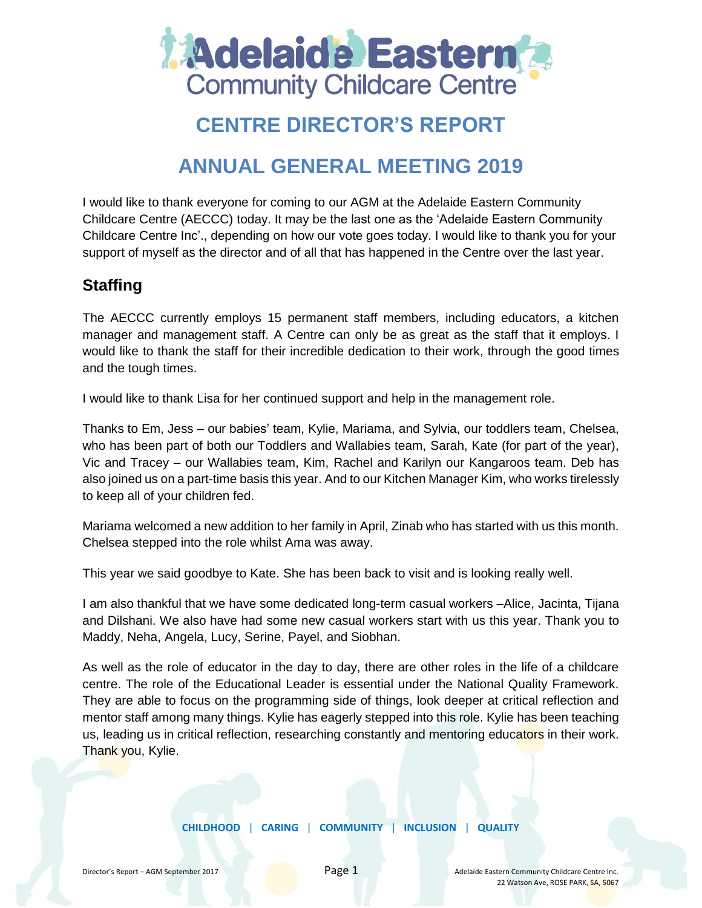# CENTRE DIRECTOR'S REPORT

# ANNUAL GENERAL MEETING 2019

I would like to thank everyone for coming to our AGM at the Adelaide Eastern Community Childcare Centre (AECCC) today. It may be the last one as the 'Adelaide Eastern Community Childcare Centre Inc'., depending on how our vote goes today. I would like to thank you for your support of myself as the director and of all that has happened in the Centre over the last year.

## Staffing

The AECCC currently employs 15 permanent staff members, including educators, a kitchen manager and management staff. A Centre can only be as great as the staff that it employs. I would like to thank the staff for their incredible dedication to their work, through the good times and the tough times.

I would like to thank Lisa for her continued support and help in the management role.

Thanks to Em, Jess – our babies' team, Kylie, Mariama, and Sylvia, our toddlers team, Chelsea, who has been part of both our Toddlers and Wallabies team, Sarah, Kate (for part of the year), Vic and Tracey – our Wallabies team, Kim, Rachel and Karilyn our Kangaroos team. Deb has also joined us on a part-time basis this year. And to our Kitchen Manager Kim, who works tirelessly to keep all of your children fed.

Mariama welcomed a new addition to her family in April, Zinab who has started with us this month. Chelsea stepped into the role whilst Ama was away.

This year we said goodbye to Kate. She has been back to visit and is looking really well.

I am also thankful that we have some dedicated long-term casual workers –Alice, Jacinta, Tijana and Dilshani. We also have had some new casual workers start with us this year. Thank you to Maddy, Neha, Angela, Lucy, Serine, Payel, and Siobhan.

As well as the role of educator in the day to day, there are other roles in the life of a childcare centre. The role of the Educational Leader is essential under the National Quality Framework. They are able to focus on the programming side of things, look deeper at critical reflection and mentor staff among many things. Kylie has eagerly stepped into this role. Kylie has been teaching us, leading us in critical reflection, researching constantly and mentoring educators in their work. Thank you, Kylie.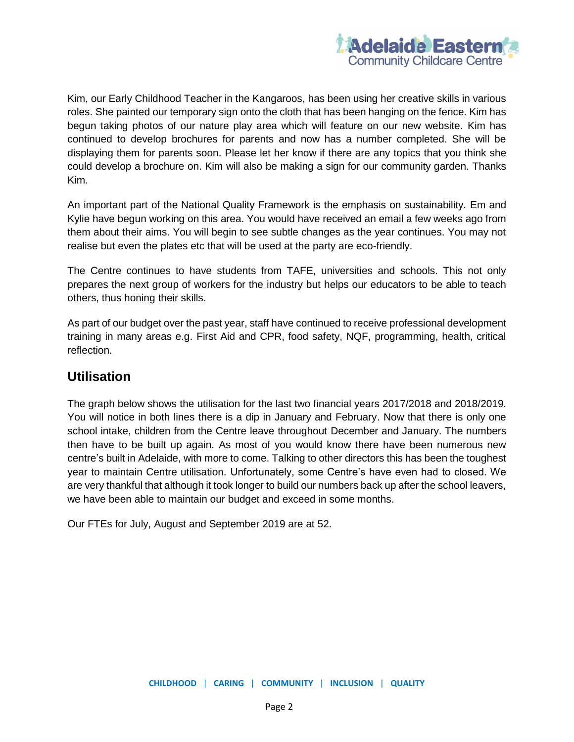Kim, our Early Childhood Teacher in the Kangaroos, has been using her creative skills in various roles. She painted our temporary sign onto the cloth that has been hanging on the fence. Kim has begun taking photos of our nature play area which will feature on our new website. Kim has continued to develop brochures for parents and now has a number completed. She will be displaying them for parents soon. Please let her know if there are any topics that you think she could develop a brochure on. Kim will also be making a sign for our community garden. Thanks Kim.

An important part of the National Quality Framework is the emphasis on sustainability. Em and Kylie have begun working on this area. You would have received an email a few weeks ago from them about their aims. You will begin to see subtle changes as the year continues. You may not realise but even the plates etc that will be used at the party are eco-friendly.

The Centre continues to have students from TAFE, universities and schools. This not only prepares the next group of workers for the industry but helps our educators to be able to teach others, thus honing their skills.

As part of our budget over the past year, staff have continued to receive professional development training in many areas e.g. First Aid and CPR, food safety, NQF, programming, health, critical reflection.

## Utilisation

The graph below shows the utilisation for the last two financial years 2017/2018 and 2018/2019. You will notice in both lines there is a dip in January and February. Now that there is only one school intake, children from the Centre leave throughout December and January. The numbers then have to be built up again. As most of you would know there have been numerous new centre's built in Adelaide, with more to come. Talking to other directors this has been the toughest year to maintain Centre utilisation. Unfortunately, some Centre's have even had to closed. We are very thankful that although it took longer to build our numbers back up after the school leavers, we have been able to maintain our budget and exceed in some months.

Our FTEs for July, August and September 2019 are at 52.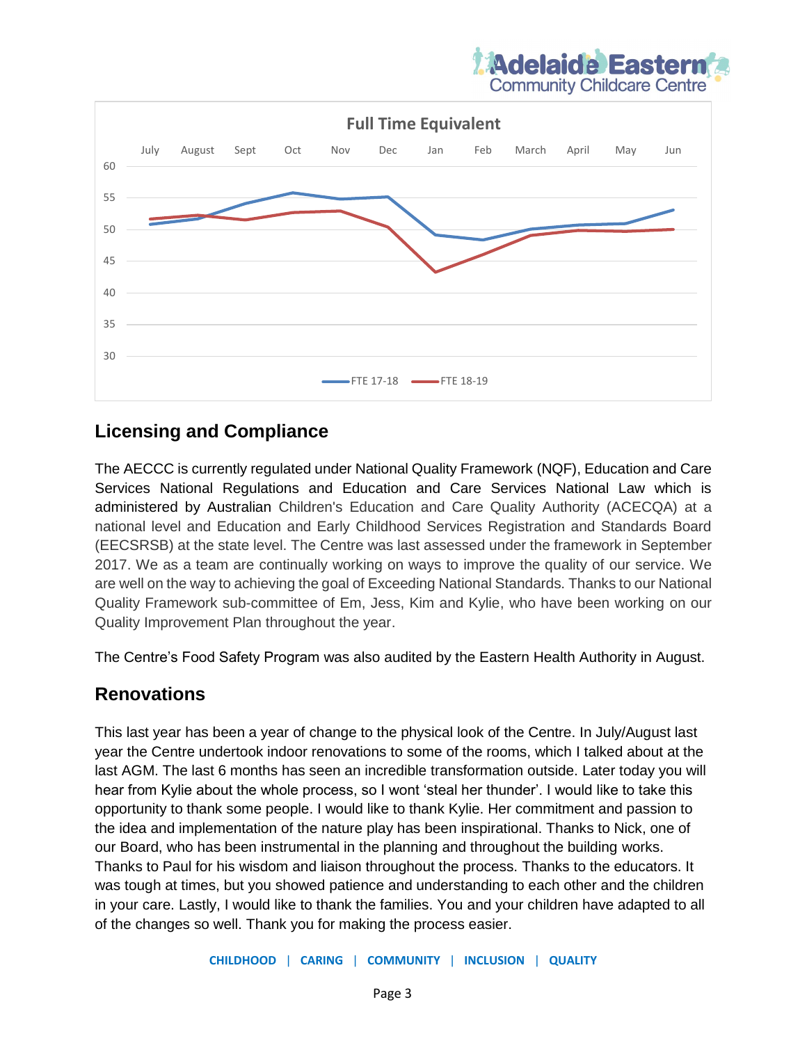**Full Time Equivalent**

FTE 17-18 | FTE 18-19

## Licensing and Compliance

The AECCC is currently regulated under National Quality Framework (NQF), Education and Care Services National Regulations and Education and Care Services National Law which is administered by Australian Children's Education and Care Quality Authority (ACECQA) at a national level and Education and Early Childhood Services Registration and Standards Board (EECSRSB) at the state level. The Centre was last assessed under the framework in September 2017. We as a team are continually working on ways to improve the quality of our service. We are well on the way to achieving the goal of Exceeding National Standards. Thanks to our National Quality Framework sub-committee of Em, Jess, Kim and Kylie, who have been working on our Quality Improvement Plan throughout the year.

The Centre's Food Safety Program was also audited by the Eastern Health Authority in August.

## Renovations

This last year has been a year of change to the physical look of the Centre. In July/August last year the Centre undertook indoor renovations to some of the rooms, which I talked about at the last AGM. The last 6 months has seen an incredible transformation outside. Later today you will hear from Kylie about the whole process, so I wont 'steal her thunder'. I would like to take this opportunity to thank some people. I would like to thank Kylie. Her commitment and passion to the idea and implementation of the nature play has been inspirational. Thanks to Nick, one of our Board, who has been instrumental in the planning and throughout the building works. Thanks to Paul for his wisdom and liaison throughout the process. Thanks to the educators. It was tough at times, but you showed patience and understanding to each other and the children in your care. Lastly, I would like to thank the families. You and your children have adapted to all of the changes so well. Thank you for making the process easier.

**CHILDHOOD | CARING | COMMUNITY | INCLUSION | QUALITY**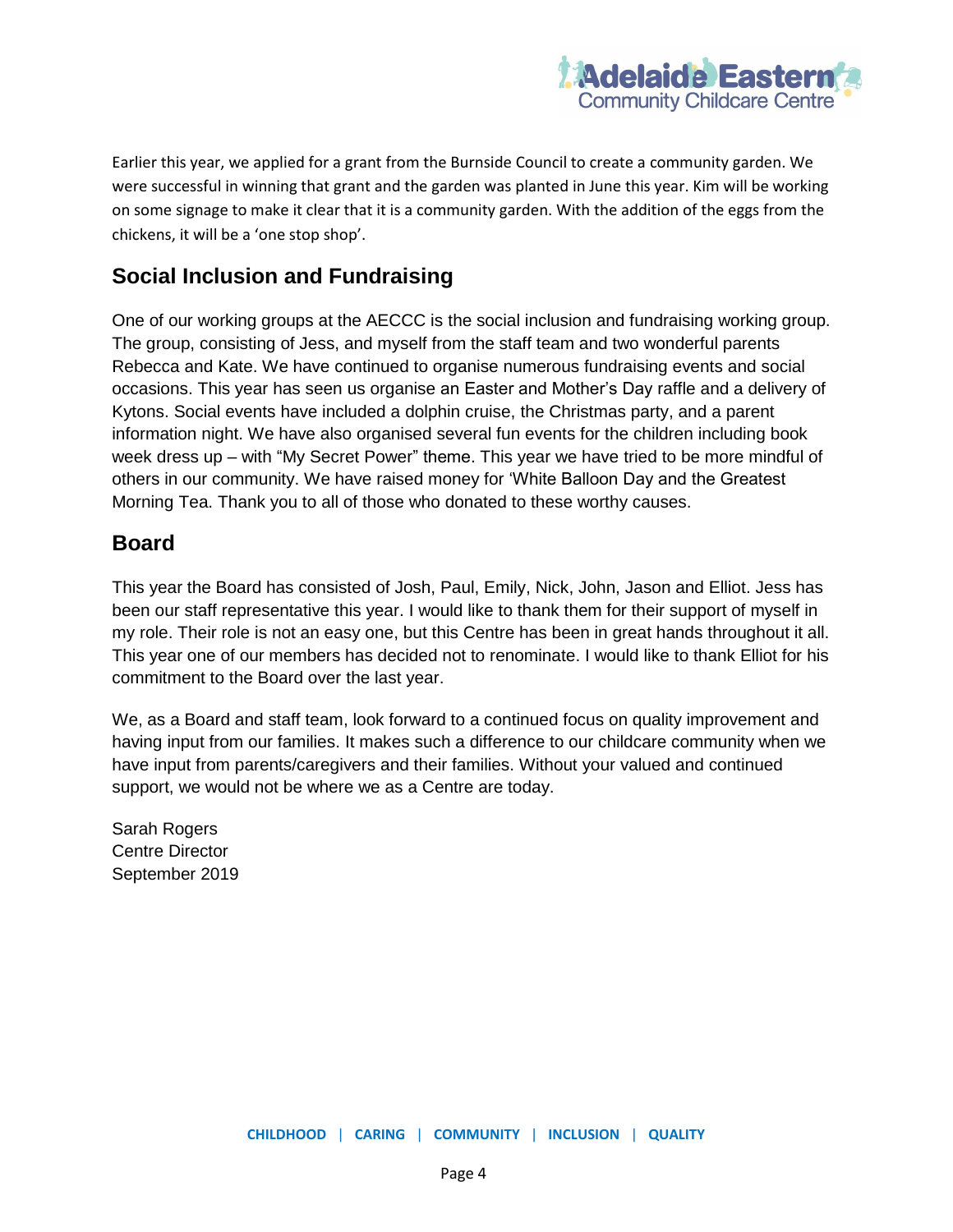Earlier this year, we applied for a grant from the Burnside Council to create a community garden. We were successful in winning that grant and the garden was planted in June this year. Kim will be working on some signage to make it clear that it is a community garden. With the addition of the eggs from the chickens, it will be a 'one stop shop'.

## Social Inclusion and Fundraising

One of our working groups at the AECCC is the social inclusion and fundraising working group. The group, consisting of Jess, and myself from the staff team and two wonderful parents Rebecca and Kate. We have continued to organise numerous fundraising events and social occasions. This year has seen us organise an Easter and Mother's Day raffle and a delivery of Kytons. Social events have included a dolphin cruise, the Christmas party, and a parent information night. We have also organised several fun events for the children including book week dress up – with "My Secret Power" theme. This year we have tried to be more mindful of others in our community. We have raised money for 'White Balloon Day and the Greatest Morning Tea. Thank you to all of those who donated to these worthy causes.

## Board

This year the Board has consisted of Josh, Paul, Emily, Nick, John, Jason and Elliot. Jess has been our staff representative this year. I would like to thank them for their support of myself in my role. Their role is not an easy one, but this Centre has been in great hands throughout it all. This year one of our members has decided not to renominate. I would like to thank Elliot for his commitment to the Board over the last year.

We, as a Board and staff team, look forward to a continued focus on quality improvement and having input from our families. It makes such a difference to our childcare community when we have input from parents/caregivers and their families. Without your valued and continued support, we would not be where we as a Centre are today.

Sarah Rogers
Centre Director
September 2019